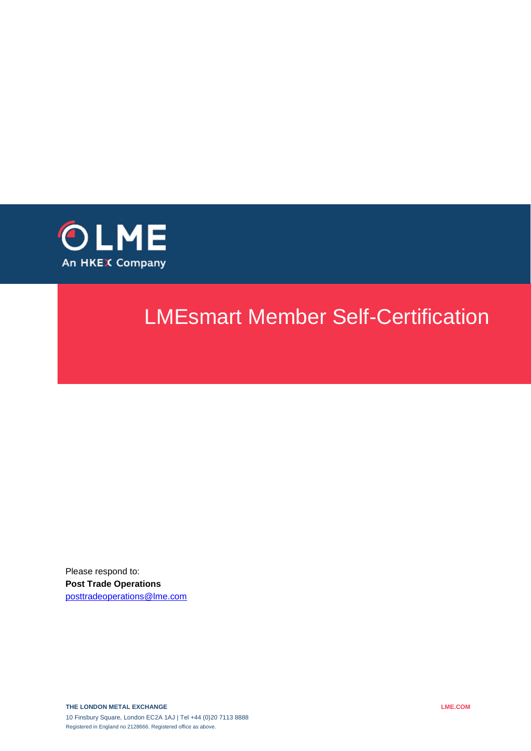# LMEsmart Member Self-Certification

Please respond to:
**Post Trade Operations**
posttradeoperations@lme.com

**THE LONDON METAL EXCHANGE**
10 Finsbury Square, London EC2A 1AJ | Tel +44 (0)20 7113 8888
Registered in England no 2128666. Registered office as above.

**LME.COM**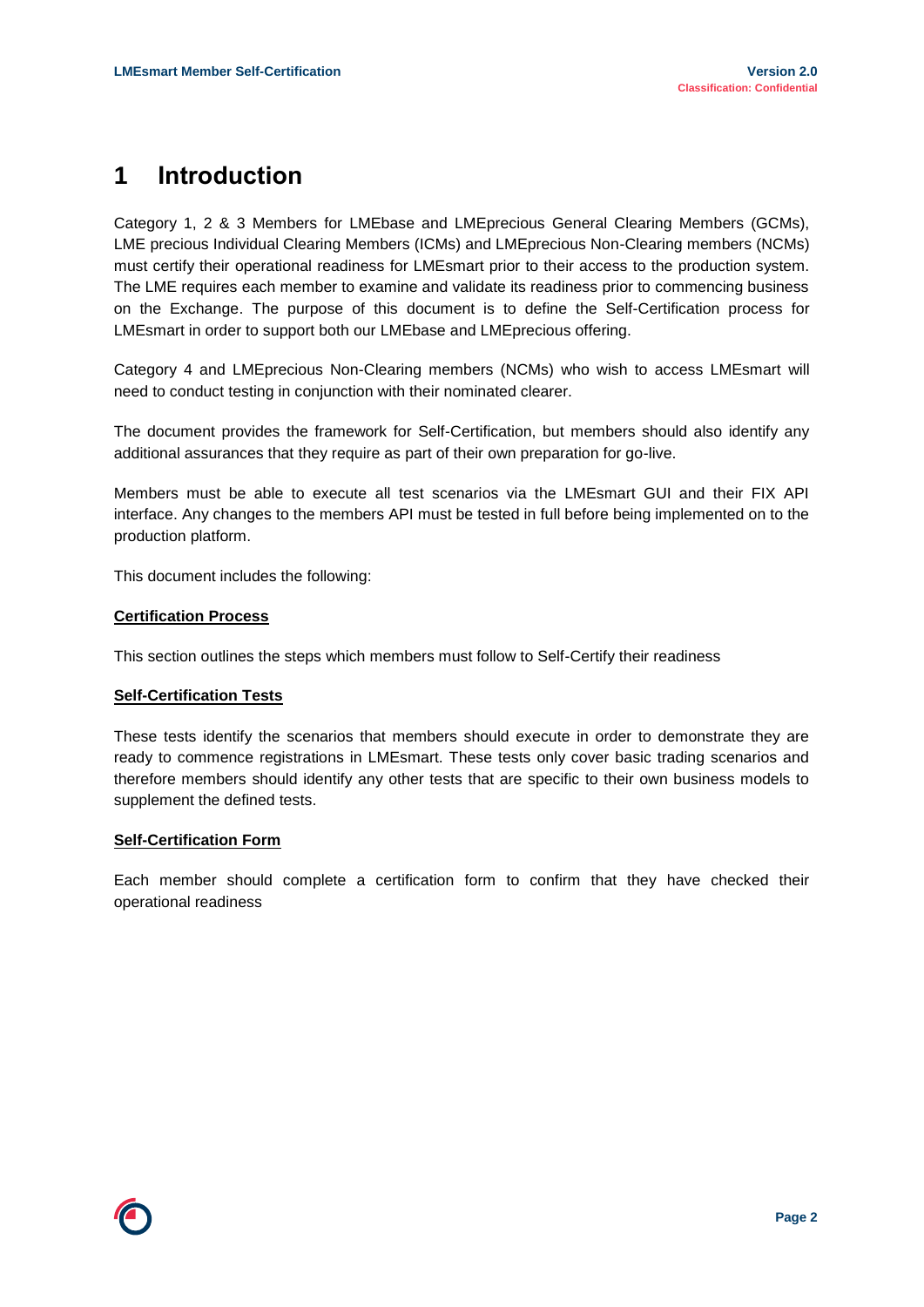# 1 Introduction

Category 1, 2 & 3 Members for LMEbase and LMEprecious General Clearing Members (GCMs), LME precious Individual Clearing Members (ICMs) and LMEprecious Non-Clearing members (NCMs) must certify their operational readiness for LMEsmart prior to their access to the production system. The LME requires each member to examine and validate its readiness prior to commencing business on the Exchange. The purpose of this document is to define the Self-Certification process for LMEsmart in order to support both our LMEbase and LMEprecious offering.

Category 4 and LMEprecious Non-Clearing members (NCMs) who wish to access LMEsmart will need to conduct testing in conjunction with their nominated clearer.

The document provides the framework for Self-Certification, but members should also identify any additional assurances that they require as part of their own preparation for go-live.

Members must be able to execute all test scenarios via the LMEsmart GUI and their FIX API interface. Any changes to the members API must be tested in full before being implemented on to the production platform.

This document includes the following:

**<u>Certification Process</u>**

This section outlines the steps which members must follow to Self-Certify their readiness

**<u>Self-Certification Tests</u>**

These tests identify the scenarios that members should execute in order to demonstrate they are ready to commence registrations in LMEsmart. These tests only cover basic trading scenarios and therefore members should identify any other tests that are specific to their own business models to supplement the defined tests.

**<u>Self-Certification Form</u>**

Each member should complete a certification form to confirm that they have checked their operational readiness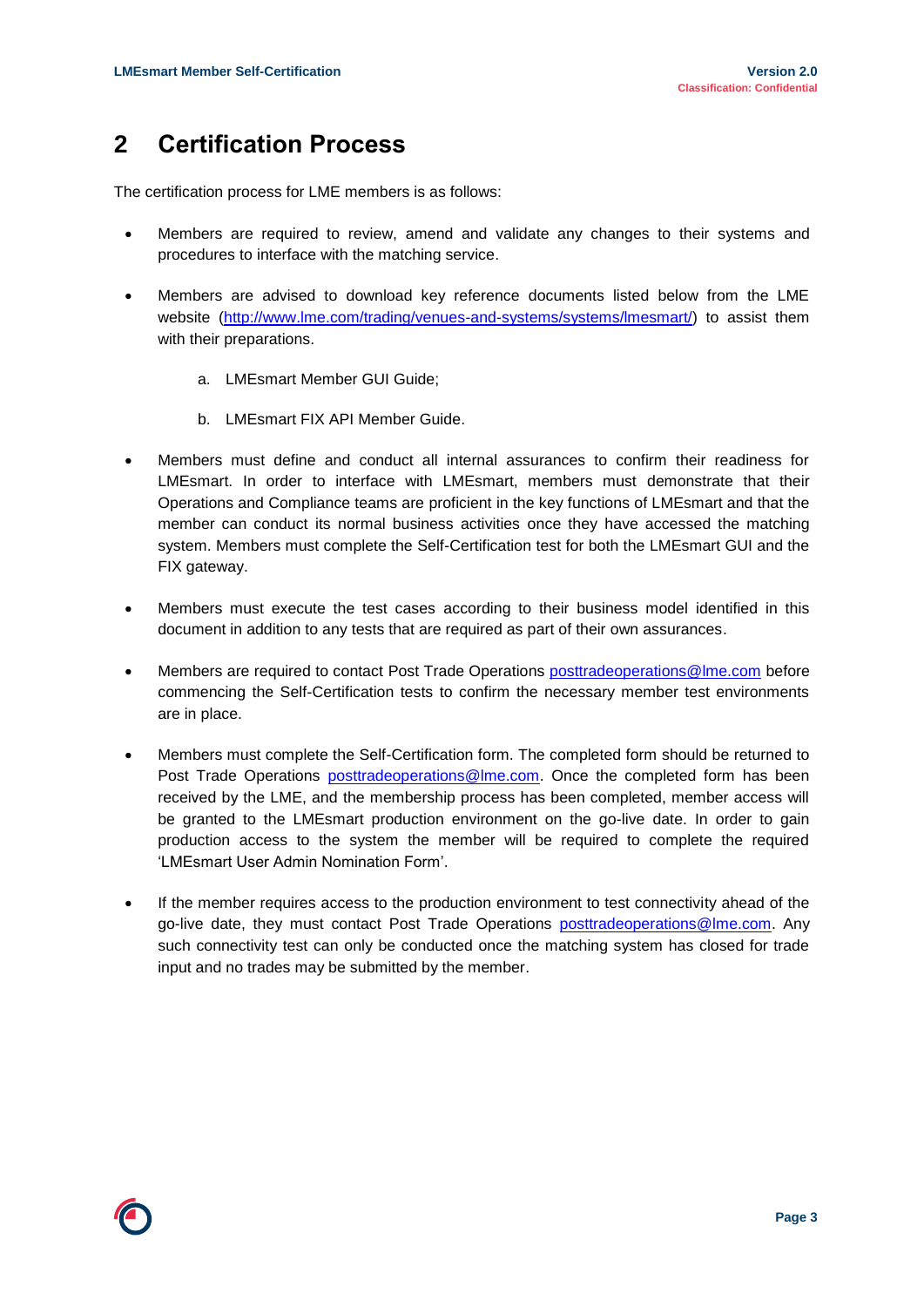# 2 Certification Process

The certification process for LME members is as follows:

- Members are required to review, amend and validate any changes to their systems and procedures to interface with the matching service.
- Members are advised to download key reference documents listed below from the LME website ([http://www.lme.com/trading/venues-and-systems/systems/lmesmart/](http://www.lme.com/trading/venues-and-systems/systems/lmesmart/)) to assist them with their preparations.
    a. LMEsmart Member GUI Guide;
    b. LMEsmart FIX API Member Guide.
- Members must define and conduct all internal assurances to confirm their readiness for LMEsmart. In order to interface with LMEsmart, members must demonstrate that their Operations and Compliance teams are proficient in the key functions of LMEsmart and that the member can conduct its normal business activities once they have accessed the matching system. Members must complete the Self-Certification test for both the LMEsmart GUI and the FIX gateway.
- Members must execute the test cases according to their business model identified in this document in addition to any tests that are required as part of their own assurances.
- Members are required to contact Post Trade Operations [posttradeoperations@lme.com](mailto:posttradeoperations@lme.com) before commencing the Self-Certification tests to confirm the necessary member test environments are in place.
- Members must complete the Self-Certification form. The completed form should be returned to Post Trade Operations [posttradeoperations@lme.com](mailto:posttradeoperations@lme.com). Once the completed form has been received by the LME, and the membership process has been completed, member access will be granted to the LMEsmart production environment on the go-live date. In order to gain production access to the system the member will be required to complete the required 'LMEsmart User Admin Nomination Form'.
- If the member requires access to the production environment to test connectivity ahead of the go-live date, they must contact Post Trade Operations [posttradeoperations@lme.com](mailto:posttradeoperations@lme.com). Any such connectivity test can only be conducted once the matching system has closed for trade input and no trades may be submitted by the member.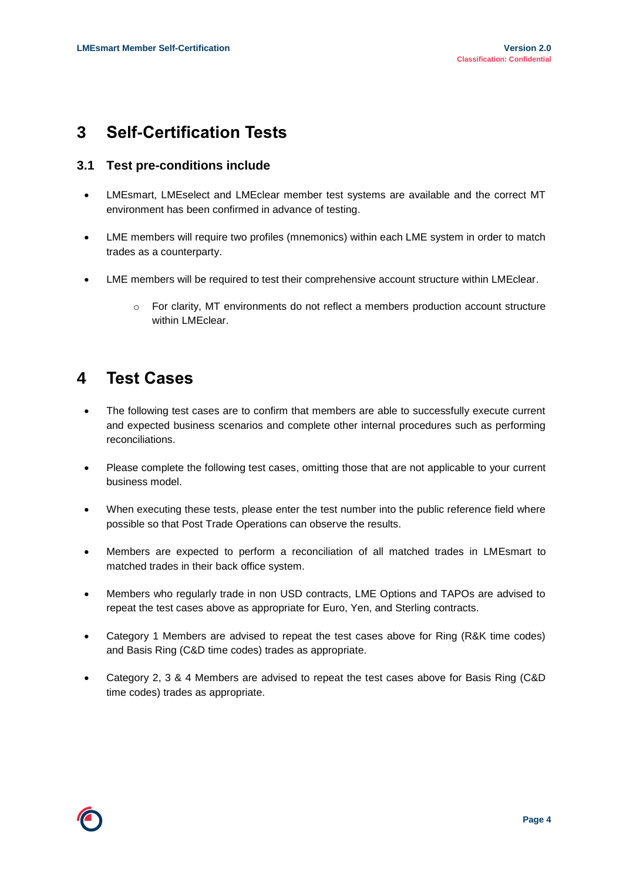# 3 Self-Certification Tests

## 3.1 Test pre-conditions include

- LMEsmart, LMEselect and LMEclear member test systems are available and the correct MT environment has been confirmed in advance of testing.
- LME members will require two profiles (mnemonics) within each LME system in order to match trades as a counterparty.
- LME members will be required to test their comprehensive account structure within LMEclear.
    - For clarity, MT environments do not reflect a members production account structure within LMEclear.

# 4 Test Cases

- The following test cases are to confirm that members are able to successfully execute current and expected business scenarios and complete other internal procedures such as performing reconciliations.
- Please complete the following test cases, omitting those that are not applicable to your current business model.
- When executing these tests, please enter the test number into the public reference field where possible so that Post Trade Operations can observe the results.
- Members are expected to perform a reconciliation of all matched trades in LMEsmart to matched trades in their back office system.
- Members who regularly trade in non USD contracts, LME Options and TAPOs are advised to repeat the test cases above as appropriate for Euro, Yen, and Sterling contracts.
- Category 1 Members are advised to repeat the test cases above for Ring (R&K time codes) and Basis Ring (C&D time codes) trades as appropriate.
- Category 2, 3 & 4 Members are advised to repeat the test cases above for Basis Ring (C&D time codes) trades as appropriate.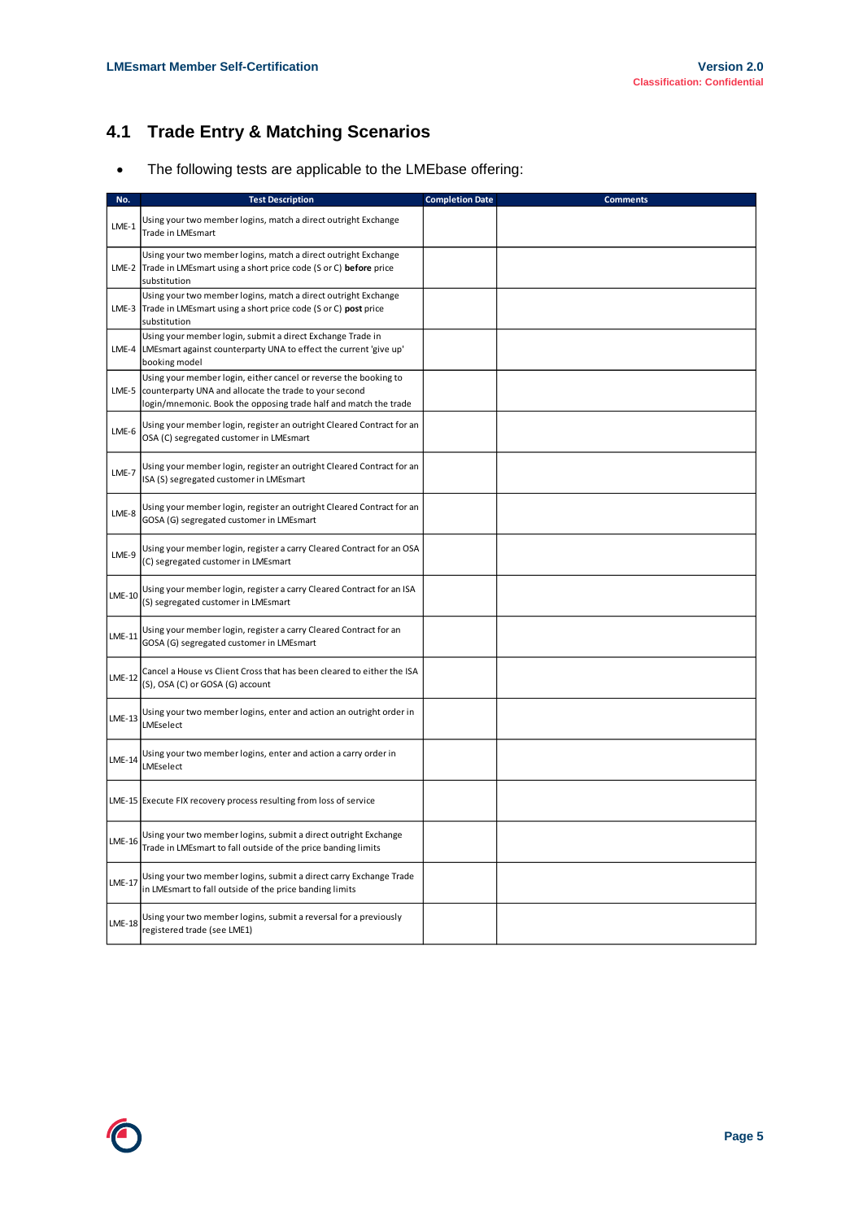## 4.1 Trade Entry & Matching Scenarios

- The following tests are applicable to the LMEbase offering:

| No. | Test Description | Completion Date | Comments |
|---|---|---|---|
| LME-1 | Using your two member logins, match a direct outright Exchange Trade in LMEsmart | | |
| LME-2 | Using your two member logins, match a direct outright Exchange Trade in LMEsmart using a short price code (S or C) **before** price substitution | | |
| LME-3 | Using your two member logins, match a direct outright Exchange Trade in LMEsmart using a short price code (S or C) **post** price substitution | | |
| LME-4 | Using your member login, submit a direct Exchange Trade in LMEsmart against counterparty UNA to effect the current 'give up' booking model | | |
| LME-5 | Using your member login, either cancel or reverse the booking to counterparty UNA and allocate the trade to your second login/mnemonic. Book the opposing trade half and match the trade | | |
| LME-6 | Using your member login, register an outright Cleared Contract for an OSA (C) segregated customer in LMEsmart | | |
| LME-7 | Using your member login, register an outright Cleared Contract for an ISA (S) segregated customer in LMEsmart | | |
| LME-8 | Using your member login, register an outright Cleared Contract for an GOSA (G) segregated customer in LMEsmart | | |
| LME-9 | Using your member login, register a carry Cleared Contract for an OSA (C) segregated customer in LMEsmart | | |
| LME-10 | Using your member login, register a carry Cleared Contract for an ISA (S) segregated customer in LMEsmart | | |
| LME-11 | Using your member login, register a carry Cleared Contract for an GOSA (G) segregated customer in LMEsmart | | |
| LME-12 | Cancel a House vs Client Cross that has been cleared to either the ISA (S), OSA (C) or GOSA (G) account | | |
| LME-13 | Using your two member logins, enter and action an outright order in LMEselect | | |
| LME-14 | Using your two member logins, enter and action a carry order in LMEselect | | |
| LME-15 | Execute FIX recovery process resulting from loss of service | | |
| LME-16 | Using your two member logins, submit a direct outright Exchange Trade in LMEsmart to fall outside of the price banding limits | | |
| LME-17 | Using your two member logins, submit a direct carry Exchange Trade in LMEsmart to fall outside of the price banding limits | | |
| LME-18 | Using your two member logins, submit a reversal for a previously registered trade (see LME1) | | |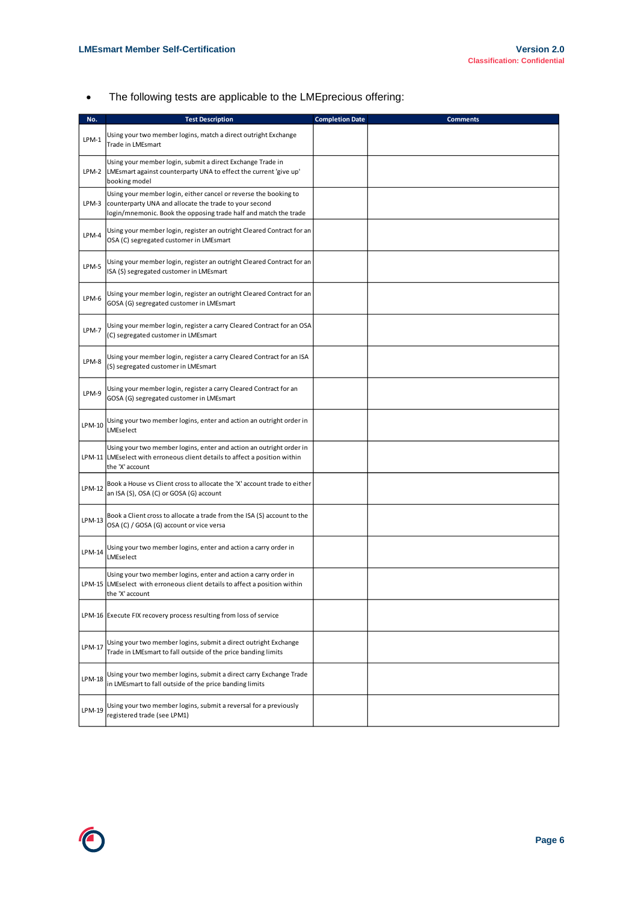- The following tests are applicable to the LMEprecious offering:

| No. | Test Description | Completion Date | Comments |
|---|---|---|---|
| LPM-1 | Using your two member logins, match a direct outright Exchange Trade in LMEsmart | | |
| LPM-2 | Using your member login, submit a direct Exchange Trade in LMEsmart against counterparty UNA to effect the current 'give up' booking model | | |
| LPM-3 | Using your member login, either cancel or reverse the booking to counterparty UNA and allocate the trade to your second login/mnemonic. Book the opposing trade half and match the trade | | |
| LPM-4 | Using your member login, register an outright Cleared Contract for an OSA (C) segregated customer in LMEsmart | | |
| LPM-5 | Using your member login, register an outright Cleared Contract for an ISA (S) segregated customer in LMEsmart | | |
| LPM-6 | Using your member login, register an outright Cleared Contract for an GOSA (G) segregated customer in LMEsmart | | |
| LPM-7 | Using your member login, register a carry Cleared Contract for an OSA (C) segregated customer in LMEsmart | | |
| LPM-8 | Using your member login, register a carry Cleared Contract for an ISA (S) segregated customer in LMEsmart | | |
| LPM-9 | Using your member login, register a carry Cleared Contract for an GOSA (G) segregated customer in LMEsmart | | |
| LPM-10 | Using your two member logins, enter and action an outright order in LMEselect | | |
| LPM-11 | Using your two member logins, enter and action an outright order in LMEselect with erroneous client details to affect a position within the 'X' account | | |
| LPM-12 | Book a House vs Client cross to allocate the 'X' account trade to either an ISA (S), OSA (C) or GOSA (G) account | | |
| LPM-13 | Book a Client cross to allocate a trade from the ISA (S) account to the OSA (C) / GOSA (G) account or vice versa | | |
| LPM-14 | Using your two member logins, enter and action a carry order in LMEselect | | |
| LPM-15 | Using your two member logins, enter and action a carry order in LMEselect with erroneous client details to affect a position within the 'X' account | | |
| LPM-16 | Execute FIX recovery process resulting from loss of service | | |
| LPM-17 | Using your two member logins, submit a direct outright Exchange Trade in LMEsmart to fall outside of the price banding limits | | |
| LPM-18 | Using your two member logins, submit a direct carry Exchange Trade in LMEsmart to fall outside of the price banding limits | | |
| LPM-19 | Using your two member logins, submit a reversal for a previously registered trade (see LPM1) | | |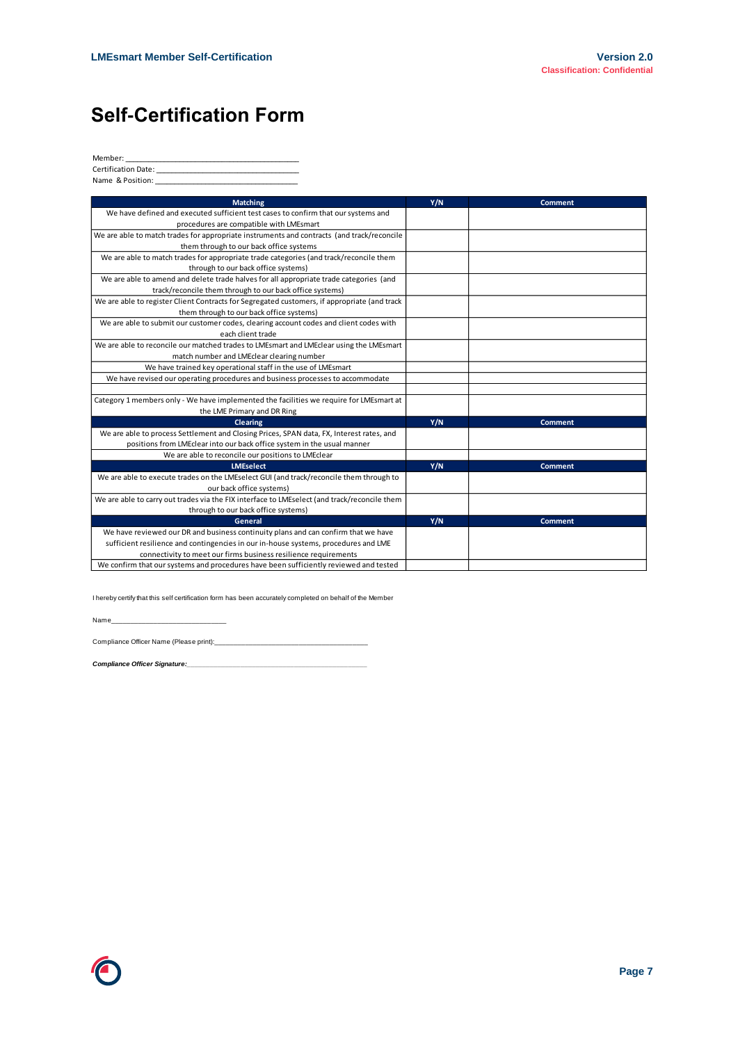# Self-Certification Form

Member: ________________________________________

Certification Date: ________________________________

Name & Position: _________________________________

| Matching | Y/N | Comment |
|---|---|---|
| We have defined and executed sufficient test cases to confirm that our systems and procedures are compatible with LMEsmart | | |
| We are able to match trades for appropriate instruments and contracts (and track/reconcile them through to our back office systems | | |
| We are able to match trades for appropriate trade categories (and track/reconcile them through to our back office systems) | | |
| We are able to amend and delete trade halves for all appropriate trade categories (and track/reconcile them through to our back office systems) | | |
| We are able to register Client Contracts for Segregated customers, if appropriate (and track them through to our back office systems) | | |
| We are able to submit our customer codes, clearing account codes and client codes with each client trade | | |
| We are able to reconcile our matched trades to LMEsmart and LMEclear using the LMEsmart match number and LMEclear clearing number | | |
| We have trained key operational staff in the use of LMEsmart | | |
| We have revised our operating procedures and business processes to accommodate | | |
| | | |
| Category 1 members only - We have implemented the facilities we require for LMEsmart at the LME Primary and DR Ring | | |
| **Clearing** | **Y/N** | **Comment** |
| We are able to process Settlement and Closing Prices, SPAN data, FX, Interest rates, and positions from LMEclear into our back office system in the usual manner | | |
| We are able to reconcile our positions to LMEclear | | |
| **LMEselect** | **Y/N** | **Comment** |
| We are able to execute trades on the LMEselect GUI (and track/reconcile them through to our back office systems) | | |
| We are able to carry out trades via the FIX interface to LMEselect (and track/reconcile them through to our back office systems) | | |
| **General** | **Y/N** | **Comment** |
| We have reviewed our DR and business continuity plans and can confirm that we have sufficient resilience and contingencies in our in-house systems, procedures and LME connectivity to meet our firms business resilience requirements | | |
| We confirm that our systems and procedures have been sufficiently reviewed and tested | | |

I hereby certify that this self certification form has been accurately completed on behalf of the Member

Name______________________________

Compliance Officer Name (Please print):_________________________________________

***Compliance Officer Signature:***_________________________________________